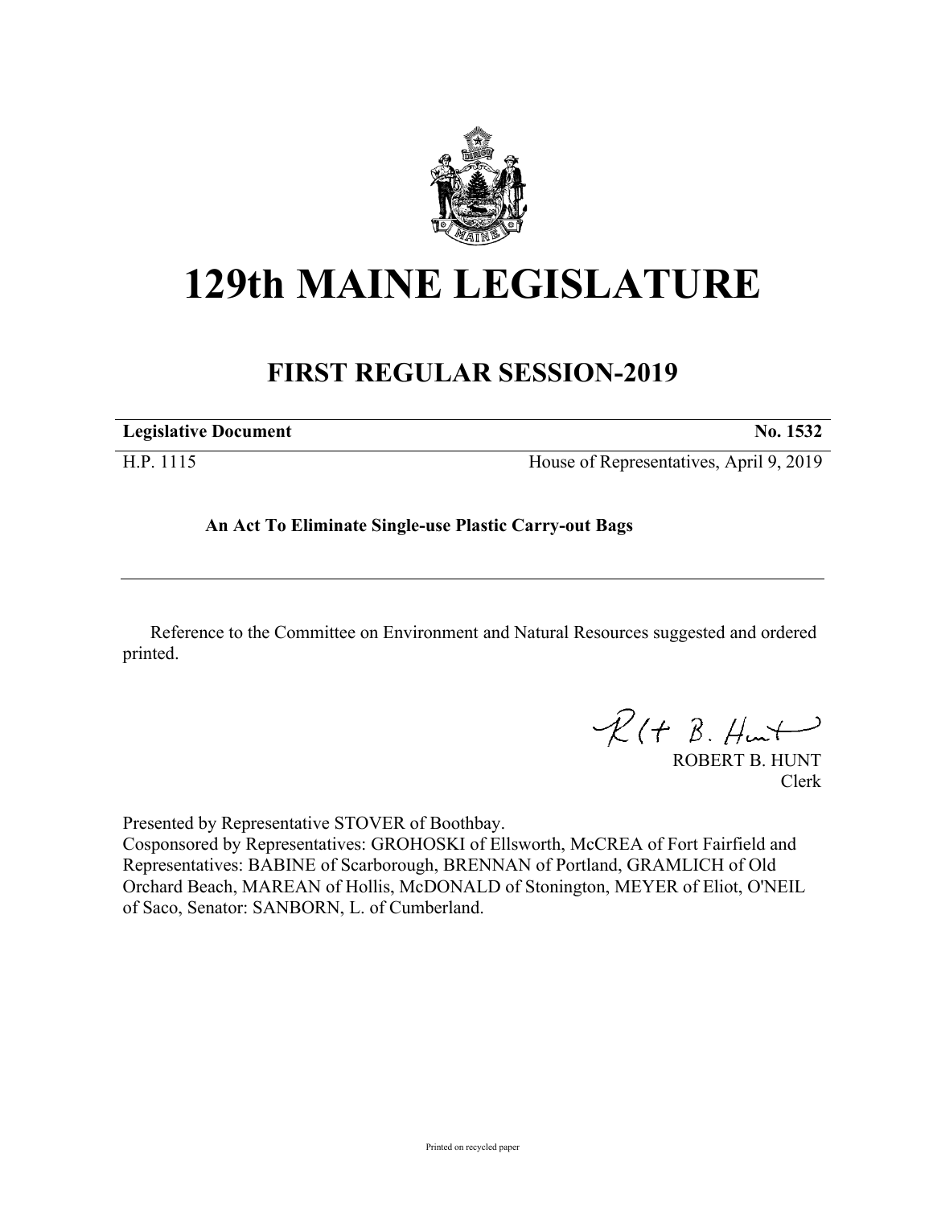# 129th MAINE LEGISLATURE

## FIRST REGULAR SESSION-2019

| **Legislative Document** | **No. 1532** |
|---|---|
| H.P. 1115 | House of Representatives, April 9, 2019 |

**An Act To Eliminate Single-use Plastic Carry-out Bags**

Reference to the Committee on Environment and Natural Resources suggested and ordered printed.

ROBERT B. HUNT
Clerk

Presented by Representative STOVER of Boothbay.
Cosponsored by Representatives: GROHOSKI of Ellsworth, McCREA of Fort Fairfield and Representatives: BABINE of Scarborough, BRENNAN of Portland, GRAMLICH of Old Orchard Beach, MAREAN of Hollis, McDONALD of Stonington, MEYER of Eliot, O'NEIL of Saco, Senator: SANBORN, L. of Cumberland.

Printed on recycled paper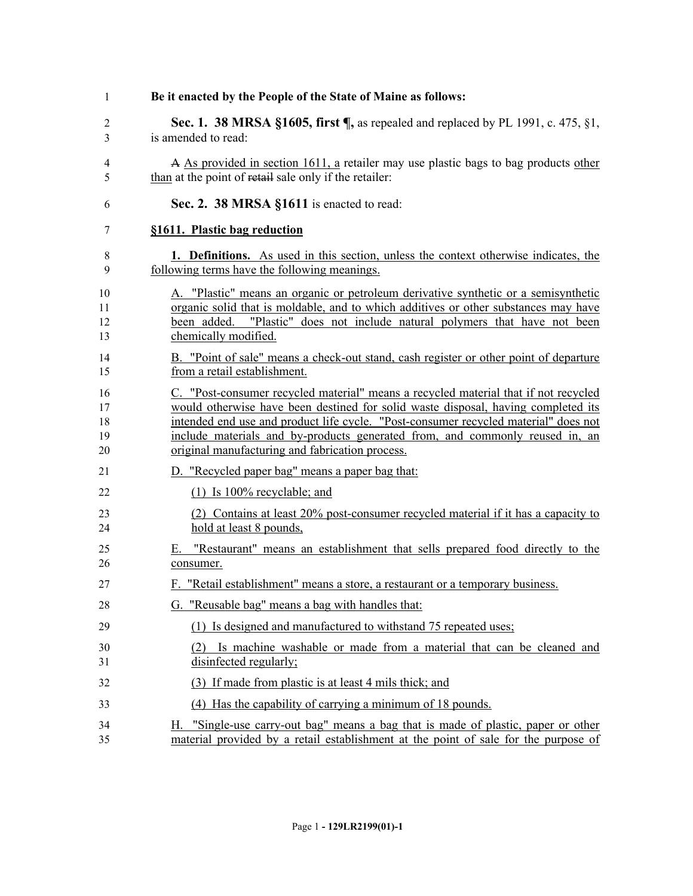**Be it enacted by the People of the State of Maine as follows:**

**Sec. 1. 38 MRSA §1605, first ¶,** as repealed and replaced by PL 1991, c. 475, §1, is amended to read:

~~A~~ As provided in section 1611, a retailer may use plastic bags to bag products other than at the point of ~~retail~~ sale only if the retailer:

**Sec. 2. 38 MRSA §1611** is enacted to read:

**§1611. Plastic bag reduction**

**1. Definitions.** As used in this section, unless the context otherwise indicates, the following terms have the following meanings.

A. "Plastic" means an organic or petroleum derivative synthetic or a semisynthetic organic solid that is moldable, and to which additives or other substances may have been added. "Plastic" does not include natural polymers that have not been chemically modified.

B. "Point of sale" means a check-out stand, cash register or other point of departure from a retail establishment.

C. "Post-consumer recycled material" means a recycled material that if not recycled would otherwise have been destined for solid waste disposal, having completed its intended end use and product life cycle. "Post-consumer recycled material" does not include materials and by-products generated from, and commonly reused in, an original manufacturing and fabrication process.

D. "Recycled paper bag" means a paper bag that:

(1) Is 100% recyclable; and

(2) Contains at least 20% post-consumer recycled material if it has a capacity to hold at least 8 pounds,

E. "Restaurant" means an establishment that sells prepared food directly to the consumer.

F. "Retail establishment" means a store, a restaurant or a temporary business.

G. "Reusable bag" means a bag with handles that:

(1) Is designed and manufactured to withstand 75 repeated uses;

(2) Is machine washable or made from a material that can be cleaned and disinfected regularly;

(3) If made from plastic is at least 4 mils thick; and

(4) Has the capability of carrying a minimum of 18 pounds.

H. "Single-use carry-out bag" means a bag that is made of plastic, paper or other material provided by a retail establishment at the point of sale for the purpose of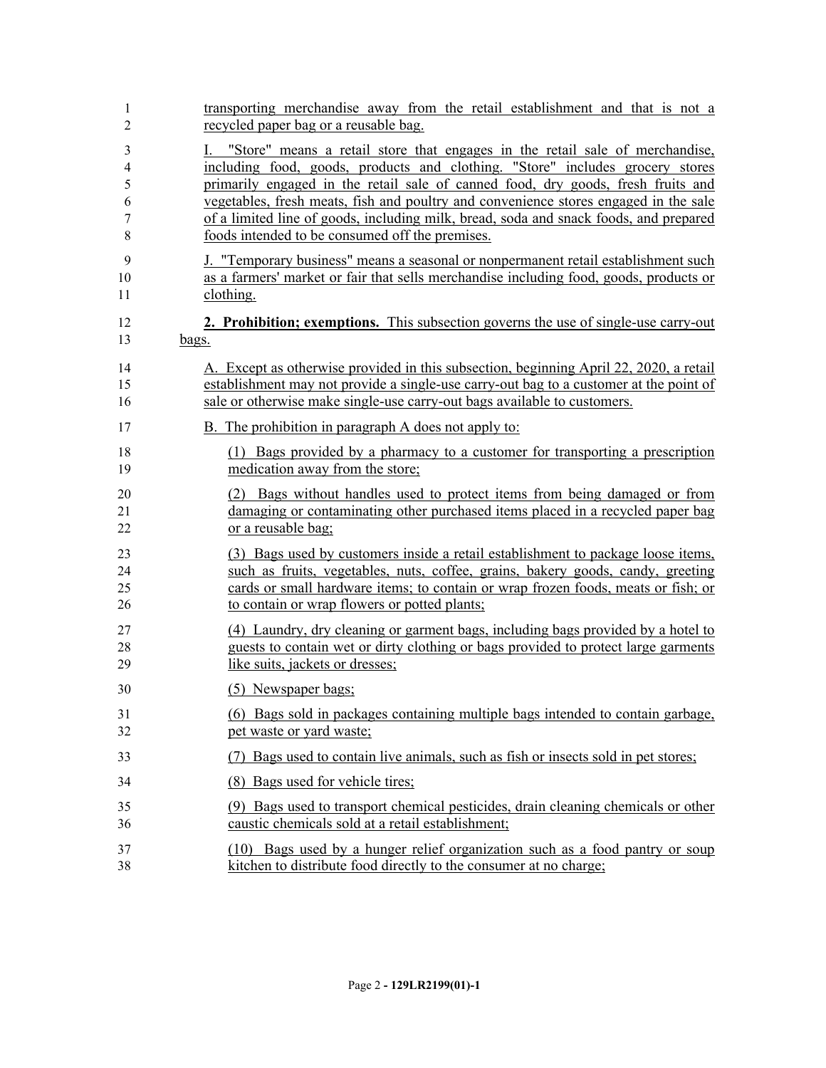transporting merchandise away from the retail establishment and that is not a recycled paper bag or a reusable bag.

I. "Store" means a retail store that engages in the retail sale of merchandise, including food, goods, products and clothing. "Store" includes grocery stores primarily engaged in the retail sale of canned food, dry goods, fresh fruits and vegetables, fresh meats, fish and poultry and convenience stores engaged in the sale of a limited line of goods, including milk, bread, soda and snack foods, and prepared foods intended to be consumed off the premises.

J. "Temporary business" means a seasonal or nonpermanent retail establishment such as a farmers' market or fair that sells merchandise including food, goods, products or clothing.

**2. Prohibition; exemptions.** This subsection governs the use of single-use carry-out bags.

A. Except as otherwise provided in this subsection, beginning April 22, 2020, a retail establishment may not provide a single-use carry-out bag to a customer at the point of sale or otherwise make single-use carry-out bags available to customers.

B. The prohibition in paragraph A does not apply to:

(1) Bags provided by a pharmacy to a customer for transporting a prescription medication away from the store;

(2) Bags without handles used to protect items from being damaged or from damaging or contaminating other purchased items placed in a recycled paper bag or a reusable bag;

(3) Bags used by customers inside a retail establishment to package loose items, such as fruits, vegetables, nuts, coffee, grains, bakery goods, candy, greeting cards or small hardware items; to contain or wrap frozen foods, meats or fish; or to contain or wrap flowers or potted plants;

(4) Laundry, dry cleaning or garment bags, including bags provided by a hotel to guests to contain wet or dirty clothing or bags provided to protect large garments like suits, jackets or dresses;

(5) Newspaper bags;

(6) Bags sold in packages containing multiple bags intended to contain garbage, pet waste or yard waste;

(7) Bags used to contain live animals, such as fish or insects sold in pet stores;

(8) Bags used for vehicle tires;

(9) Bags used to transport chemical pesticides, drain cleaning chemicals or other caustic chemicals sold at a retail establishment;

(10) Bags used by a hunger relief organization such as a food pantry or soup kitchen to distribute food directly to the consumer at no charge;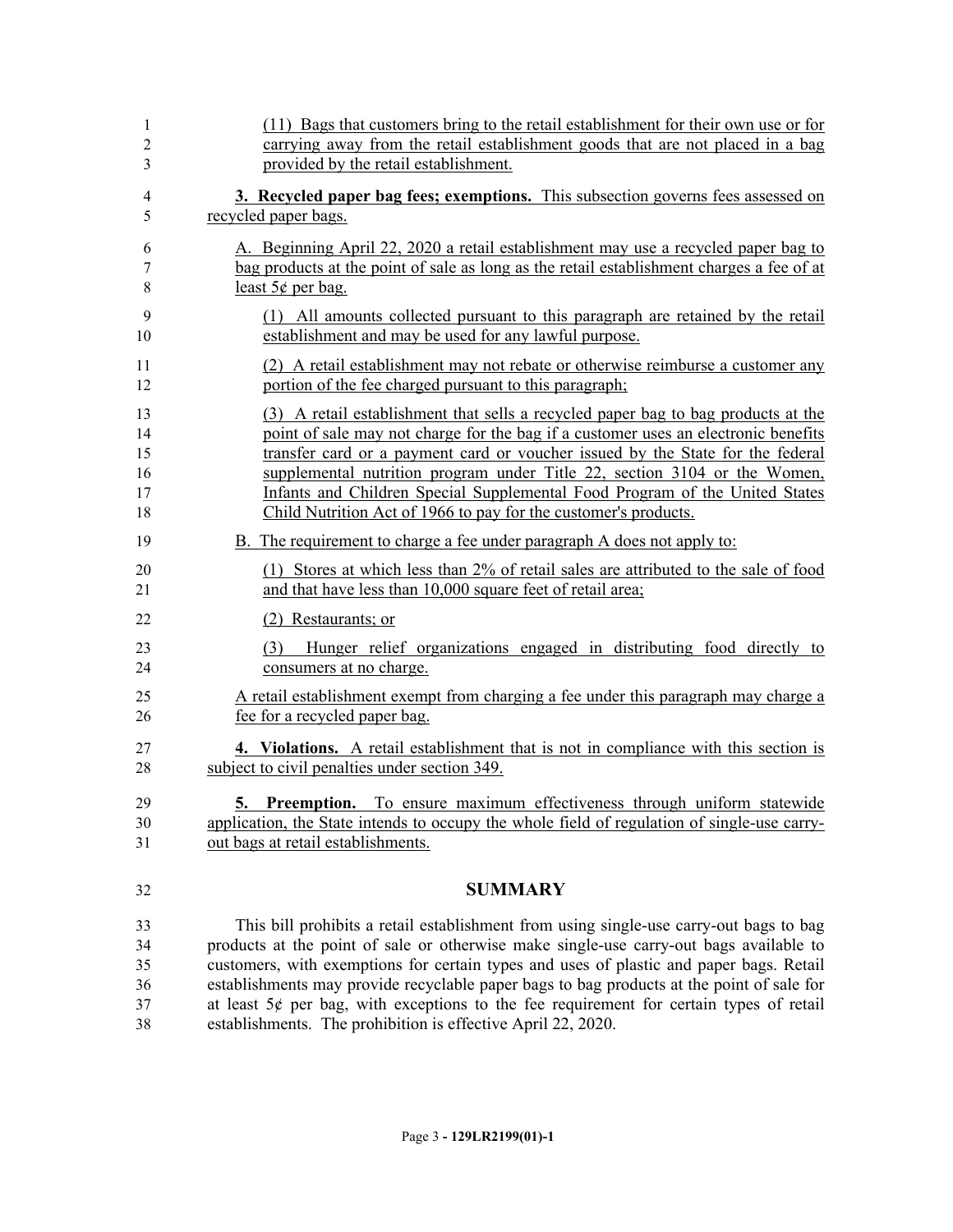(11) Bags that customers bring to the retail establishment for their own use or for carrying away from the retail establishment goods that are not placed in a bag provided by the retail establishment.

**3. Recycled paper bag fees; exemptions.** This subsection governs fees assessed on recycled paper bags.

A. Beginning April 22, 2020 a retail establishment may use a recycled paper bag to bag products at the point of sale as long as the retail establishment charges a fee of at least 5¢ per bag.

(1) All amounts collected pursuant to this paragraph are retained by the retail establishment and may be used for any lawful purpose.

(2) A retail establishment may not rebate or otherwise reimburse a customer any portion of the fee charged pursuant to this paragraph;

(3) A retail establishment that sells a recycled paper bag to bag products at the point of sale may not charge for the bag if a customer uses an electronic benefits transfer card or a payment card or voucher issued by the State for the federal supplemental nutrition program under Title 22, section 3104 or the Women, Infants and Children Special Supplemental Food Program of the United States Child Nutrition Act of 1966 to pay for the customer's products.

B. The requirement to charge a fee under paragraph A does not apply to:

(1) Stores at which less than 2% of retail sales are attributed to the sale of food and that have less than 10,000 square feet of retail area;

(2) Restaurants; or

(3) Hunger relief organizations engaged in distributing food directly to consumers at no charge.

A retail establishment exempt from charging a fee under this paragraph may charge a fee for a recycled paper bag.

**4. Violations.** A retail establishment that is not in compliance with this section is subject to civil penalties under section 349.

**5. Preemption.** To ensure maximum effectiveness through uniform statewide application, the State intends to occupy the whole field of regulation of single-use carry-out bags at retail establishments.

## SUMMARY

This bill prohibits a retail establishment from using single-use carry-out bags to bag products at the point of sale or otherwise make single-use carry-out bags available to customers, with exemptions for certain types and uses of plastic and paper bags. Retail establishments may provide recyclable paper bags to bag products at the point of sale for at least 5¢ per bag, with exceptions to the fee requirement for certain types of retail establishments. The prohibition is effective April 22, 2020.